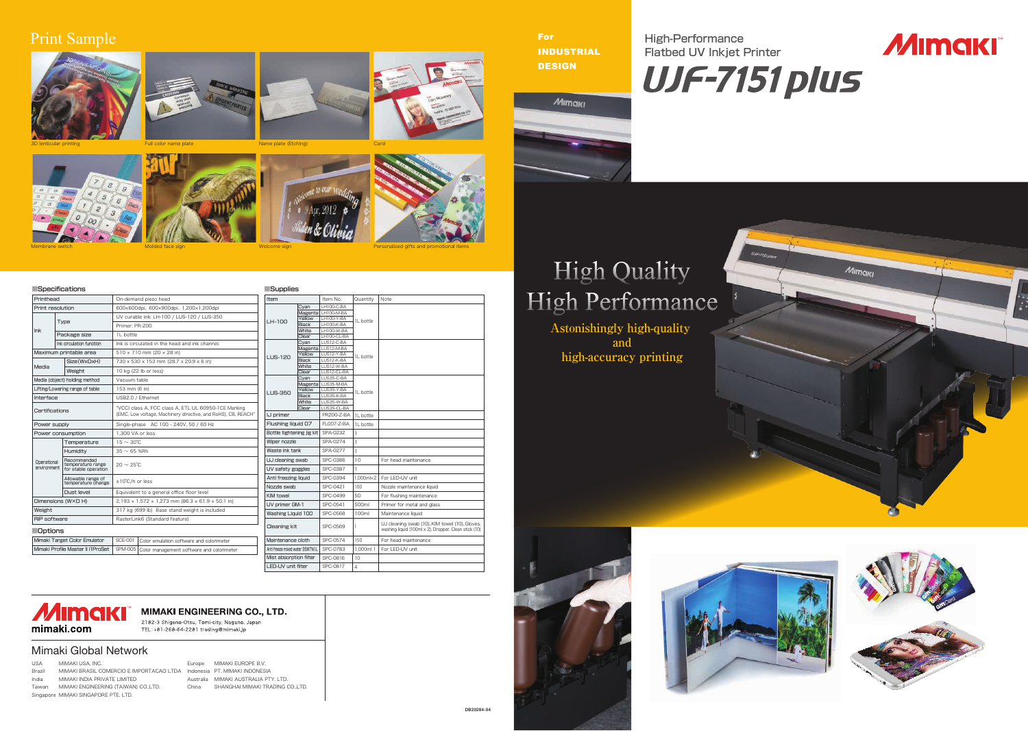# Mimaki

## High-Performance Flatbed UV Inkjet Printer

# UJF-7151 plus

**For INDUSTRIAL DESIGN**

## High Quality High Performance

**Astonishingly high-quality and high-accuracy printing**

## Print Sample

3D lenticular printing

Full color name plate

Name plate (Etching)

Card

Membrane switch

Molded face sign

Welcome sign

Personalized gifts and promotional items

## ■Specifications

| Printhead | | | On-demand piezo head |
|---|---|---|---|
| Print resolution | | | 600x600dpi, 600x900dpi, 1,200x1,200dpi |
| Ink | Type | | UV curable ink: LH-100 / LUS-120 / LUS-350 |
| | | | Primer: PR-200 |
| | Package size | | 1L bottle |
| | Ink circulation function | | Ink is circulated in the head and ink channel. |
| Maximum printable area | | | 510 x 710 mm (20 x 28 in) |
| Media | Size(WxDxH) | | 730 x 530 x 153 mm (28.7 x 20.9 x 6 in) |
| | Weight | | 10 kg (22 lb or less) |
| Media (object) holding method | | | Vacuum table |
| Lifting/Lowering range of table | | | 153 mm (6 in) |
| Interface | | | USB2.0 / Ethernet |
| Certifications | | | "VCCI class A, FCC class A, ETL UL 60950-1CE Marking (EMC, Low voltage, Machinery directive, and RoHS), CB, REACH" |
| Power supply | | | Single-phase AC 100 - 240V, 50 / 60 Hz |
| Power consumption | | | 1,300 VA or less |
| Operational environment | Temperature | | 15 ~ 30℃ |
| | Humidity | | 35 ~ 65 %Rh |
| | Recommended temperature range for stable operation | | 20 ~ 25℃ |
| | Allowable range of temperature change | | ±10℃/h or less |
| | Dust level | | Equivalent to a general office floor level |
| Dimensions (W×D H) | | | 2,193 x 1,572 x 1,273 mm (86.3 x 61.9 x 50.1 in) |
| Weight | | | 317 kg (699 lb) Base stand weight is included |
| RIP software | | | RasterLink6 (Standard feature) |

## ■Options

| Mimaki Target Color Emulator | SCE-001 | Color emulation software and colorimeter |
|---|---|---|
| Mimaki Profile Master II i1ProSet | SPM-005 | Color management software and colorimeter |

## ■Supplies

| Item | | Item No. | Quantity | Note |
|---|---|---|---|---|
| LH-100 | Cyan | LH100-C-BA | 1L bottle | |
| | Magenta | LH100-M-BA | | |
| | Yellow | LH100-Y-BA | | |
| | Black | LH100-K-BA | | |
| | White | LH100-W-BA | | |
| | Clear | LH100-CL-BA | | |
| LUS-120 | Cyan | LUS12-C-BA | 1L bottle | |
| | Magenta | LUS12-M-BA | | |
| | Yellow | LUS12-Y-BA | | |
| | Black | LUS12-K-BA | | |
| | White | LUS12-W-BA | | |
| | Clear | LUS12-CL-BA | | |
| LUS-350 | Cyan | LUS35-C-BA | 1L bottle | |
| | Magenta | LUS35-M-BA | | |
| | Yellow | LUS35-Y-BA | | |
| | Black | LUS35-K-BA | | |
| | White | LUS35-W-BA | | |
| | Clear | LUS35-CL-BA | | |
| IJ primer | | PR200-Z-BA | 1L bottle | |
| Flushing liquid 07 | | FL007-Z-BA | 1L bottle | |
| Bottle tightening jig kit | | SPA-0232 | 1 | |
| Wiper nozzle | | SPA-0274 | 1 | |
| Waste ink tank | | SPA-0277 | 1 | |
| UJ cleaning swab | | SPC-0386 | 10 | For head maintenance |
| UV safety goggles | | SPC-0387 | 1 | |
| Anti freezing liquid | | SPC-0394 | 1,000mlx2 | For LED-UV unit |
| Nozzle swab | | SPC-0421 | 100 | Nozzle maintenance liquid |
| KIM towel | | SPC-0499 | 50 | For flushing maintenance |
| UV primer GM-1 | | SPC-0541 | 500ml | Primer for metal and glass |
| Washing Liquid 100 | | SPC-0568 | 100ml | Maintenance liquid |
| Cleaning kit | | SPC-0569 | 1 | UJ cleaning swab (10), KIM towel (10), Gloves, washing liquid (100ml x 2), Dropper, Clean stick (10) |
| Maintenance cloth | | SPC-0574 | 150 | For head maintenance |
| Anti freeze mixed water 35WTN1L | | SPC-0783 | 1,000ml 1 | For LED-UV unit |
| Mist absorption filter | | SPC-0816 | 10 | |
| LED-UV unit filter | | SPC-0817 | 4 | |

**MIMAKI ENGINEERING CO., LTD.**

2182-3 Shigeno-Otsu, Tomi-city, Nagano, Japan
TEL:+81-268-64-2281 trading@mimaki.jp

mimaki.com

## Mimaki Global Network

| | | | |
|---|---|---|---|
| USA | MIMAKI USA, INC. | Europe | MIMAKI EUROPE B.V. |
| Brazil | MIMAKI BRASIL COMERCIO E IMPORTACAO LTDA | Indonesia | PT. MIMAKI INDONESIA |
| India | MIMAKI INDIA PRIVATE LIMITED | Australia | MIMAKI AUSTRALIA PTY. LTD. |
| Taiwan | MIMAKI ENGINEERING (TAIWAN) CO.,LTD. | China | SHANGHAI MIMAKI TRADING CO.,LTD. |
| Singapore | MIMAKI SINGAPORE PTE. LTD. | | |

DB20284-04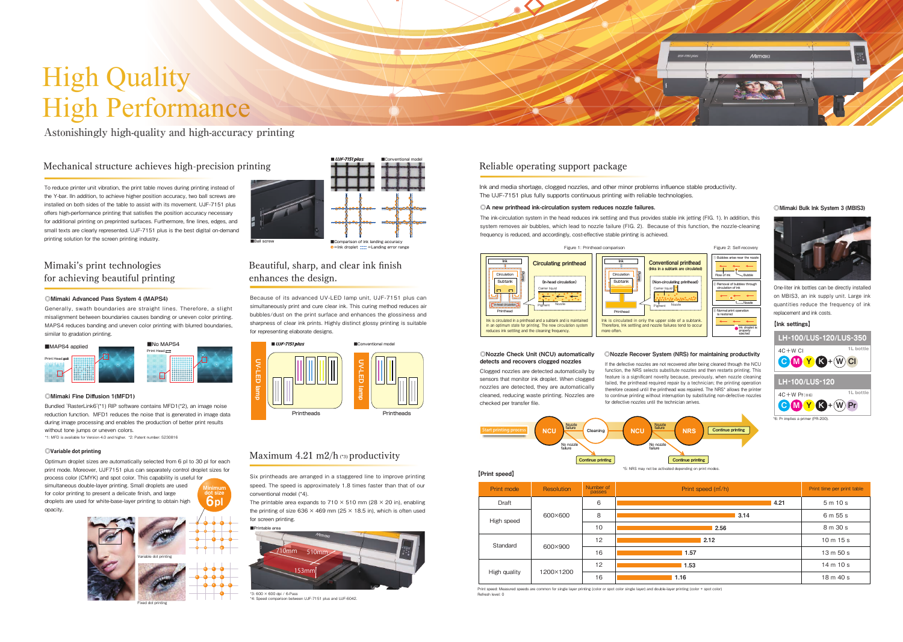# High Quality
# High Performance

Astonishingly high-quality and high-accuracy printing

## Mechanical structure achieves high-precision printing

To reduce printer unit vibration, the print table moves during printing instead of the Y-bar. lIn addition, to achieve higher position accuracy, two ball screws are installed on both sides of the table to assist with its movement. UJF-7151 plus offers high-performance printing that satisfies the position accuracy necessary for additional printing on preprinted surfaces. Furthermore, fine lines, edges, and small texts are clearly represented. UJF-7151 plus is the best digital on-demand printing solution for the screen printing industry.

■Ball screw

■UJF-7151plus ■Conventional model

■Comparison of ink landing accuracy
●=Ink droplet ▭=Landing error range

## Mimaki's print technologies for achieving beautiful printing

### ◎Mimaki Advanced Pass System 4 (MAPS4)

Generally, swath boundaries are straight lines. Therefore, a slight misalignment between boundaries causes banding or uneven color printing. MAPS4 reduces banding and uneven color printing with blurred boundaries, similar to gradation printing.

■MAPS4 applied ■No MAPS4

Print Head

### ◎Mimaki Fine Diffusion 1(MFD1)

Bundled 'RasterLink6'(*1) RIP software contains MFD1(*2), an image noise reduction function. MFD1 reduces the noise that is generated in image data during image processing and enables the production of better print results without tone jumps or uneven colors.

*1: MFD is available for Version 4.0 and higher. *2: Patent number: 5230816

### ◎Variable dot printing

Optimum droplet sizes are automatically selected from 6 pl to 30 pl for each print mode. Moreover, UJF7151 plus can separately control droplet sizes for process color (CMYK) and spot color. This capability is useful for simultaneous double-layer printing. Small droplets are used for color printing to present a delicate finish, and large droplets are used for white-base-layer printing to obtain high opacity.

Minimum dot size 6pl

Variable dot printing

Fixed dot printing

## Beautiful, sharp, and clear ink finish enhances the design.

Because of its advanced UV-LED lamp unit, UJF-7151 plus can simultaneously print and cure clear ink. This curing method reduces air bubbles/dust on the print surface and enhances the glossiness and sharpness of clear ink prints. Highly distinct glossy printing is suitable for representing elaborate designs.

■UJF-7151plus ■Conventional model

UV-LED lamp Printheads

UV-LED lamp Printheads

## Maximum 4.21 m2/h (*3) productivity

Six printheads are arranged in a staggered line to improve printing speed. The speed is approximately 1.8 times faster than that of our conventional model (*4).

The printable area expands to 710 × 510 mm (28 × 20 in), enabling the printing of size 636 × 469 mm (25 × 18.5 in), which is often used for screen printing.

■Printable area

710mm 510mm 153mm

*3: 600 × 600 dpi / 6-Pass
*4: Speed comparison between UJF-7151 plus and UJF-6042.

## Reliable operating support package

Ink and media shortage, clogged nozzles, and other minor problems influence stable productivity. The UJF-7151 plus fully supports continuous printing with reliable technologies.

### ◎A new printhead ink-circulation system reduces nozzle failures.

The ink-circulation system in the head reduces ink settling and thus provides stable ink jetting (FIG. 1). In addition, this system removes air bubbles, which lead to nozzle failure (FIG. 2). Because of this function, the nozzle-cleaning frequency is reduced, and accordingly, cost-effective stable printing is achieved.

Figure 1: Printhead comparison

Circulating printhead — Ink, Circulation, Subtank, Pump, (In-head circulation), Carrier liquid, Pigment, Nozzle, Printhead

Ink is circulated in a printhead and a subtank and is maintained in an optimum state for printing. The new circulation system reduces ink settling and the cleaning frequency.

Conventional printhead (Ink in a subtank are circulated) — Ink, Circulation, Subtank, Pump, (Non-circulating printhead), Carrier liquid, Pigment, Nozzle, Printhead

Ink is circulated in only the upper side of a subtank. Therefore, Ink settling and nozzle failures tend to occur more often.

Figure 2: Self-recovery

Bubbles arise near the nozzle — Flow of ink, Bubble

Removal of bubbles through circulation of ink — Nozzle

Normal print operation is restored — Ink droplet is properly ejected

### ◎Nozzle Check Unit (NCU) automatically detects and recovers clogged nozzles

Clogged nozzles are detected automatically by sensors that monitor ink droplet. When clogged nozzles are detected, they are automatically cleaned, reducing waste printing. Nozzles are checked per transfer file.

### ◎Nozzle Recover System (NRS) for maintaining productivity

If the defective nozzles are not recovered after being cleaned through the NCU function, the NRS selects substitute nozzles and then restarts printing. This feature is a significant novelty because, previously, when nozzle cleaning failed, the printhead required repair by a technician; the printing operation therefore ceased until the printhead was repaired. The NRS* allows the printer to continue printing without interruption by substituting non-defective nozzles for defective nozzles until the technician arrives.

Start printing process → NCU → Nozzle failure → Cleaning → NCU → Nozzle failure → NRS → Continue printing

No nozzle failure → Continue printing

*5: NRS may not be activated depending on print modes.

### ◎Mimaki Bulk Ink System 3 (MBIS3)

One-liter ink bottles can be directly installed on MBIS3, an ink supply unit. Large ink quantities reduce the frequency of ink replacement and ink costs.

### 【Ink settings】

**LH-100/LUS-120/LUS-350**

4C+W Cl — 1L bottle

C M Y K + W Cl

**LH-100/LUS-120**

4C+W Pr(※6) — 1L bottle

C M Y K + W Pr

*6: Pr implies a primer (PR-200).

### 【Print speed】

| Print mode | Resolution | Number of passes | Print speed (m²/h) | Print time per print table |
|---|---|---|---|---|
| Draft | 600×600 | 6 | 4.21 | 5 m 10 s |
| High speed | | 8 | 3.14 | 6 m 55 s |
| | | 10 | 2.56 | 8 m 30 s |
| Standard | 600×900 | 12 | 2.12 | 10 m 15 s |
| | | 16 | 1.57 | 13 m 50 s |
| High quality | 1200×1200 | 12 | 1.53 | 14 m 10 s |
| | | 16 | 1.16 | 18 m 40 s |

Print speed: Measured speeds are common for single layer printing (color or spot color single layer) and double-layer printing (color + spot color)
Refresh level: 0